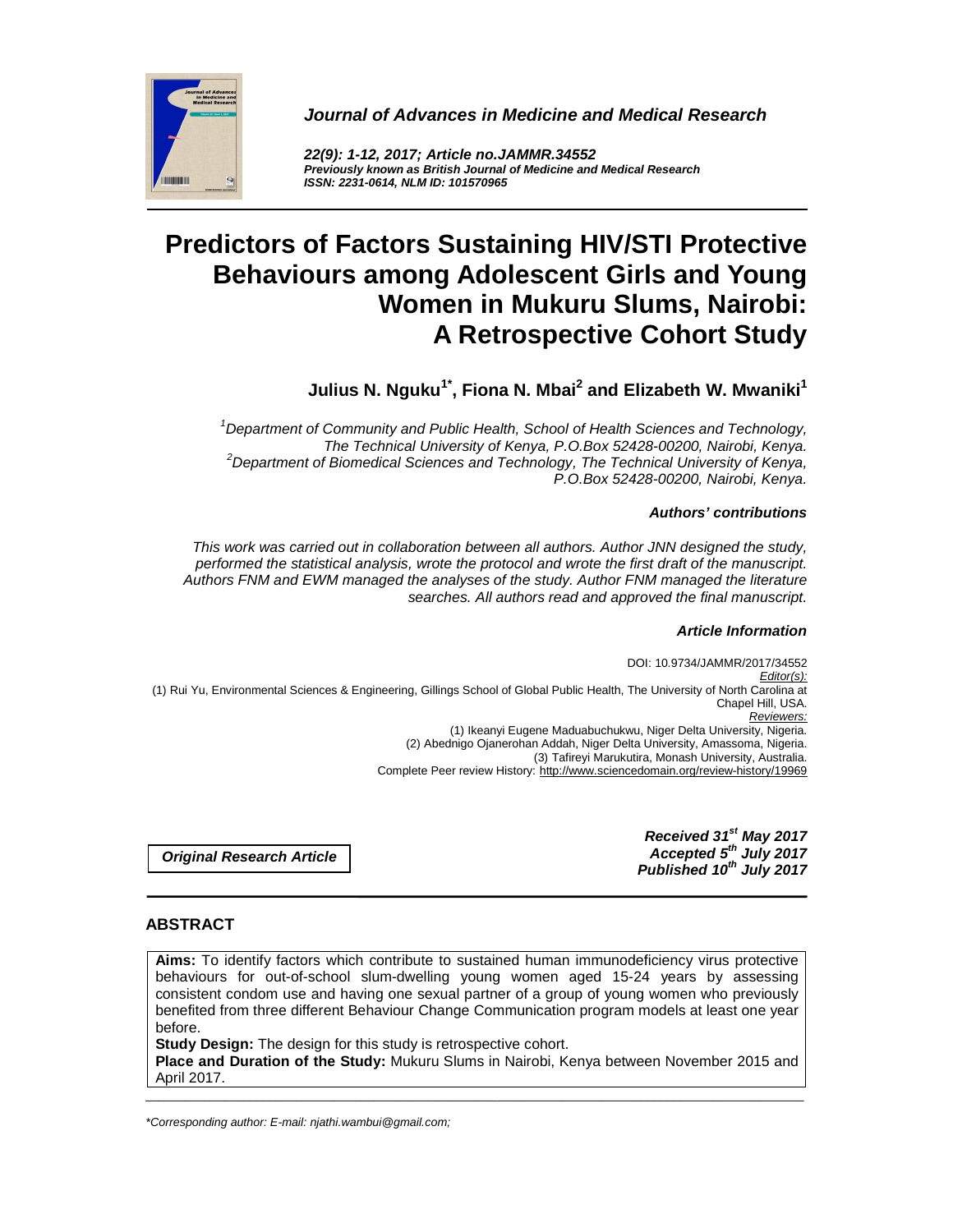***Journal of Advances in Medicine and Medical Research***

***22(9): 1-12, 2017; Article no.JAMMR.34552***
***Previously known as British Journal of Medicine and Medical Research***
***ISSN: 2231-0614, NLM ID: 101570965***

# Predictors of Factors Sustaining HIV/STI Protective Behaviours among Adolescent Girls and Young Women in Mukuru Slums, Nairobi: A Retrospective Cohort Study

**Julius N. Nguku[1*], Fiona N. Mbai[2] and Elizabeth W. Mwaniki[1]**

*[1]Department of Community and Public Health, School of Health Sciences and Technology, The Technical University of Kenya, P.O.Box 52428-00200, Nairobi, Kenya.*
*[2]Department of Biomedical Sciences and Technology, The Technical University of Kenya, P.O.Box 52428-00200, Nairobi, Kenya.*

***Authors' contributions***

*This work was carried out in collaboration between all authors. Author JNN designed the study, performed the statistical analysis, wrote the protocol and wrote the first draft of the manuscript. Authors FNM and EWM managed the analyses of the study. Author FNM managed the literature searches. All authors read and approved the final manuscript.*

***Article Information***

DOI: 10.9734/JAMMR/2017/34552
*Editor(s):*
(1) Rui Yu, Environmental Sciences & Engineering, Gillings School of Global Public Health, The University of North Carolina at Chapel Hill, USA.
*Reviewers:*
(1) Ikeanyi Eugene Maduabuchukwu, Niger Delta University, Nigeria.
(2) Abednigo Ojanerohan Addah, Niger Delta University, Amassoma, Nigeria.
(3) Tafireyi Marukutira, Monash University, Australia.
Complete Peer review History: http://www.sciencedomain.org/review-history/19969

***Original Research Article***

***Received 31st May 2017***
***Accepted 5th July 2017***
***Published 10th July 2017***

## ABSTRACT

**Aims:** To identify factors which contribute to sustained human immunodeficiency virus protective behaviours for out-of-school slum-dwelling young women aged 15-24 years by assessing consistent condom use and having one sexual partner of a group of young women who previously benefited from three different Behaviour Change Communication program models at least one year before.

**Study Design:** The design for this study is retrospective cohort.

**Place and Duration of the Study:** Mukuru Slums in Nairobi, Kenya between November 2015 and April 2017.

*\*Corresponding author: E-mail: njathi.wambui@gmail.com;*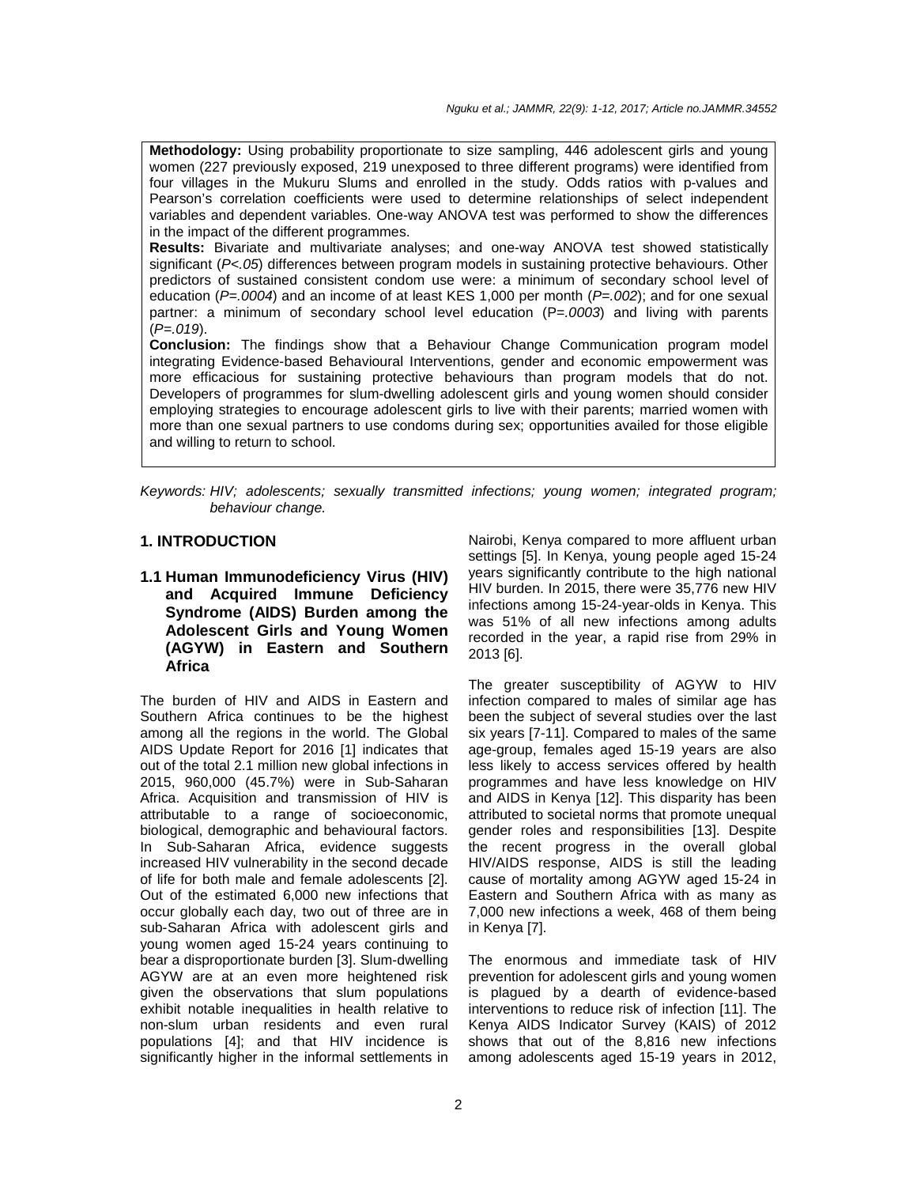**Methodology:** Using probability proportionate to size sampling, 446 adolescent girls and young women (227 previously exposed, 219 unexposed to three different programs) were identified from four villages in the Mukuru Slums and enrolled in the study. Odds ratios with p-values and Pearson's correlation coefficients were used to determine relationships of select independent variables and dependent variables. One-way ANOVA test was performed to show the differences in the impact of the different programmes.

**Results:** Bivariate and multivariate analyses; and one-way ANOVA test showed statistically significant (*P<.05*) differences between program models in sustaining protective behaviours. Other predictors of sustained consistent condom use were: a minimum of secondary school level of education (*P=.0004*) and an income of at least KES 1,000 per month (*P=.002*); and for one sexual partner: a minimum of secondary school level education (P=*.0003*) and living with parents (*P=.019*).

**Conclusion:** The findings show that a Behaviour Change Communication program model integrating Evidence-based Behavioural Interventions, gender and economic empowerment was more efficacious for sustaining protective behaviours than program models that do not. Developers of programmes for slum-dwelling adolescent girls and young women should consider employing strategies to encourage adolescent girls to live with their parents; married women with more than one sexual partners to use condoms during sex; opportunities availed for those eligible and willing to return to school.

*Keywords: HIV; adolescents; sexually transmitted infections; young women; integrated program; behaviour change.*

## 1. INTRODUCTION

### 1.1 Human Immunodeficiency Virus (HIV) and Acquired Immune Deficiency Syndrome (AIDS) Burden among the Adolescent Girls and Young Women (AGYW) in Eastern and Southern Africa

The burden of HIV and AIDS in Eastern and Southern Africa continues to be the highest among all the regions in the world. The Global AIDS Update Report for 2016 [1] indicates that out of the total 2.1 million new global infections in 2015, 960,000 (45.7%) were in Sub-Saharan Africa. Acquisition and transmission of HIV is attributable to a range of socioeconomic, biological, demographic and behavioural factors. In Sub-Saharan Africa, evidence suggests increased HIV vulnerability in the second decade of life for both male and female adolescents [2]. Out of the estimated 6,000 new infections that occur globally each day, two out of three are in sub-Saharan Africa with adolescent girls and young women aged 15-24 years continuing to bear a disproportionate burden [3]. Slum-dwelling AGYW are at an even more heightened risk given the observations that slum populations exhibit notable inequalities in health relative to non-slum urban residents and even rural populations [4]; and that HIV incidence is significantly higher in the informal settlements in Nairobi, Kenya compared to more affluent urban settings [5]. In Kenya, young people aged 15-24 years significantly contribute to the high national HIV burden. In 2015, there were 35,776 new HIV infections among 15-24-year-olds in Kenya. This was 51% of all new infections among adults recorded in the year, a rapid rise from 29% in 2013 [6].

The greater susceptibility of AGYW to HIV infection compared to males of similar age has been the subject of several studies over the last six years [7-11]. Compared to males of the same age-group, females aged 15-19 years are also less likely to access services offered by health programmes and have less knowledge on HIV and AIDS in Kenya [12]. This disparity has been attributed to societal norms that promote unequal gender roles and responsibilities [13]. Despite the recent progress in the overall global HIV/AIDS response, AIDS is still the leading cause of mortality among AGYW aged 15-24 in Eastern and Southern Africa with as many as 7,000 new infections a week, 468 of them being in Kenya [7].

The enormous and immediate task of HIV prevention for adolescent girls and young women is plagued by a dearth of evidence-based interventions to reduce risk of infection [11]. The Kenya AIDS Indicator Survey (KAIS) of 2012 shows that out of the 8,816 new infections among adolescents aged 15-19 years in 2012,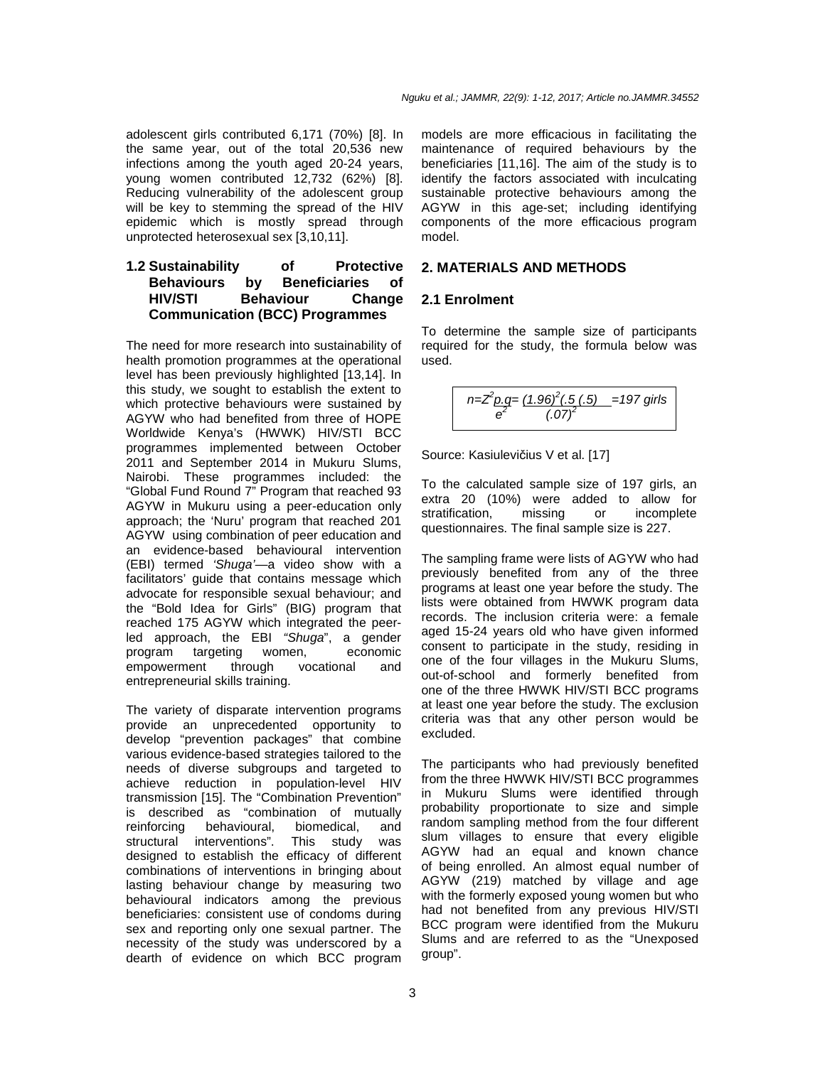adolescent girls contributed 6,171 (70%) [8]. In the same year, out of the total 20,536 new infections among the youth aged 20-24 years, young women contributed 12,732 (62%) [8]. Reducing vulnerability of the adolescent group will be key to stemming the spread of the HIV epidemic which is mostly spread through unprotected heterosexual sex [3,10,11].

### 1.2 Sustainability of Protective Behaviours by Beneficiaries of HIV/STI Behaviour Change Communication (BCC) Programmes

The need for more research into sustainability of health promotion programmes at the operational level has been previously highlighted [13,14]. In this study, we sought to establish the extent to which protective behaviours were sustained by AGYW who had benefited from three of HOPE Worldwide Kenya's (HWWK) HIV/STI BCC programmes implemented between October 2011 and September 2014 in Mukuru Slums, Nairobi. These programmes included: the "Global Fund Round 7" Program that reached 93 AGYW in Mukuru using a peer-education only approach; the 'Nuru' program that reached 201 AGYW using combination of peer education and an evidence-based behavioural intervention (EBI) termed *'Shuga'*—a video show with a facilitators' guide that contains message which advocate for responsible sexual behaviour; and the "Bold Idea for Girls" (BIG) program that reached 175 AGYW which integrated the peer-led approach, the EBI *"Shuga"*, a gender program targeting women, economic empowerment through vocational and entrepreneurial skills training.

The variety of disparate intervention programs provide an unprecedented opportunity to develop "prevention packages" that combine various evidence-based strategies tailored to the needs of diverse subgroups and targeted to achieve reduction in population-level HIV transmission [15]. The "Combination Prevention" is described as "combination of mutually reinforcing behavioural, biomedical, and structural interventions". This study was designed to establish the efficacy of different combinations of interventions in bringing about lasting behaviour change by measuring two behavioural indicators among the previous beneficiaries: consistent use of condoms during sex and reporting only one sexual partner. The necessity of the study was underscored by a dearth of evidence on which BCC program models are more efficacious in facilitating the maintenance of required behaviours by the beneficiaries [11,16]. The aim of the study is to identify the factors associated with inculcating sustainable protective behaviours among the AGYW in this age-set; including identifying components of the more efficacious program model.

## 2. MATERIALS AND METHODS

### 2.1 Enrolment

To determine the sample size of participants required for the study, the formula below was used.

$$n = \frac{Z^2 p.q}{e^2} = \frac{(1.96)^2 (.5\,(.5)}{(.07)^2} = 197 \text{ girls}$$

Source: Kasiulevičius V et al. [17]

To the calculated sample size of 197 girls, an extra 20 (10%) were added to allow for stratification, missing or incomplete questionnaires. The final sample size is 227.

The sampling frame were lists of AGYW who had previously benefited from any of the three programs at least one year before the study. The lists were obtained from HWWK program data records. The inclusion criteria were: a female aged 15-24 years old who have given informed consent to participate in the study, residing in one of the four villages in the Mukuru Slums, out-of-school and formerly benefited from one of the three HWWK HIV/STI BCC programs at least one year before the study. The exclusion criteria was that any other person would be excluded.

The participants who had previously benefited from the three HWWK HIV/STI BCC programmes in Mukuru Slums were identified through probability proportionate to size and simple random sampling method from the four different slum villages to ensure that every eligible AGYW had an equal and known chance of being enrolled. An almost equal number of AGYW (219) matched by village and age with the formerly exposed young women but who had not benefited from any previous HIV/STI BCC program were identified from the Mukuru Slums and are referred to as the "Unexposed group".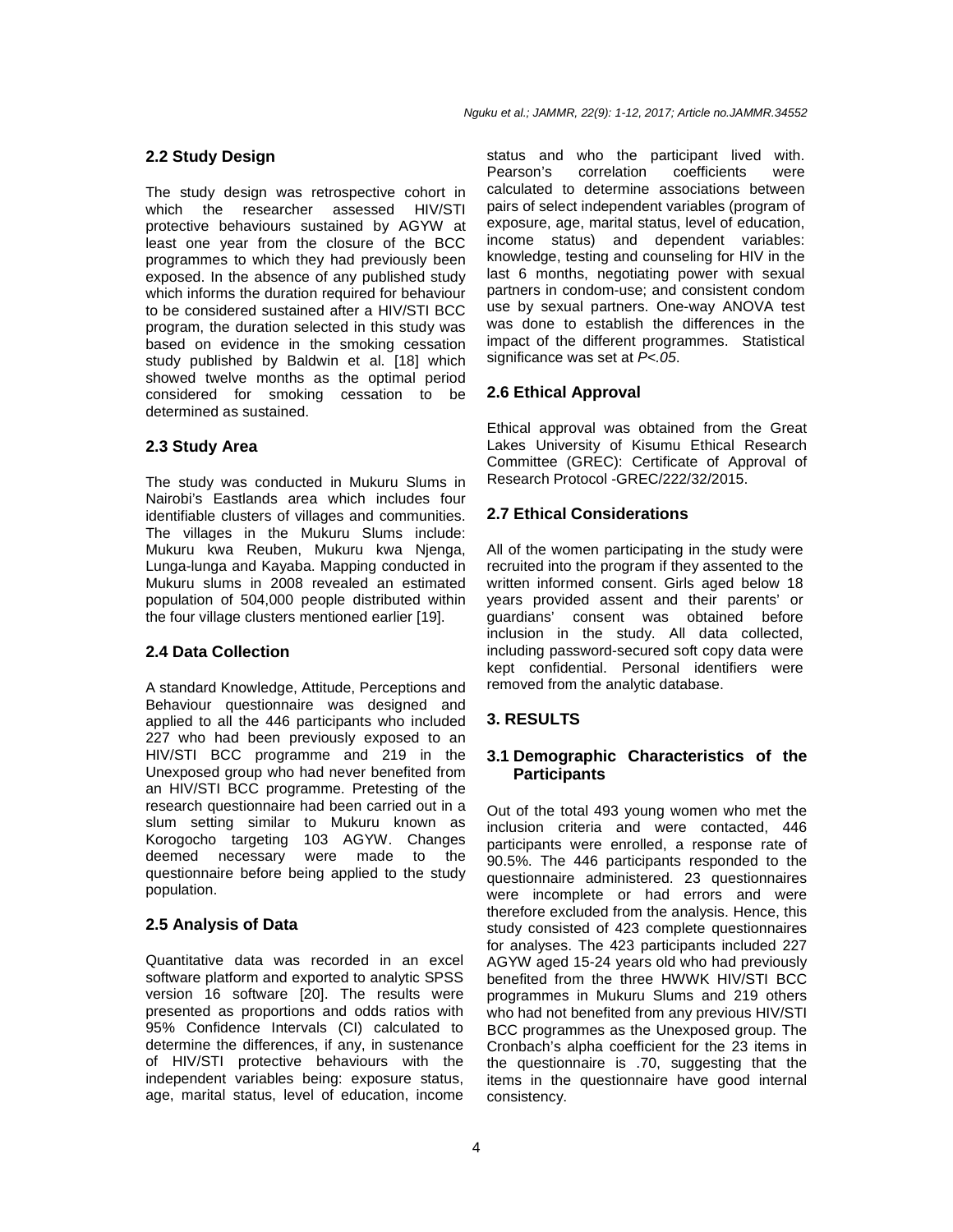## 2.2 Study Design

The study design was retrospective cohort in which the researcher assessed HIV/STI protective behaviours sustained by AGYW at least one year from the closure of the BCC programmes to which they had previously been exposed. In the absence of any published study which informs the duration required for behaviour to be considered sustained after a HIV/STI BCC program, the duration selected in this study was based on evidence in the smoking cessation study published by Baldwin et al. [18] which showed twelve months as the optimal period considered for smoking cessation to be determined as sustained.

## 2.3 Study Area

The study was conducted in Mukuru Slums in Nairobi's Eastlands area which includes four identifiable clusters of villages and communities. The villages in the Mukuru Slums include: Mukuru kwa Reuben, Mukuru kwa Njenga, Lunga-lunga and Kayaba. Mapping conducted in Mukuru slums in 2008 revealed an estimated population of 504,000 people distributed within the four village clusters mentioned earlier [19].

## 2.4 Data Collection

A standard Knowledge, Attitude, Perceptions and Behaviour questionnaire was designed and applied to all the 446 participants who included 227 who had been previously exposed to an HIV/STI BCC programme and 219 in the Unexposed group who had never benefited from an HIV/STI BCC programme. Pretesting of the research questionnaire had been carried out in a slum setting similar to Mukuru known as Korogocho targeting 103 AGYW. Changes deemed necessary were made to the questionnaire before being applied to the study population.

## 2.5 Analysis of Data

Quantitative data was recorded in an excel software platform and exported to analytic SPSS version 16 software [20]. The results were presented as proportions and odds ratios with 95% Confidence Intervals (CI) calculated to determine the differences, if any, in sustenance of HIV/STI protective behaviours with the independent variables being: exposure status, age, marital status, level of education, income status and who the participant lived with. Pearson's correlation coefficients were calculated to determine associations between pairs of select independent variables (program of exposure, age, marital status, level of education, income status) and dependent variables: knowledge, testing and counseling for HIV in the last 6 months, negotiating power with sexual partners in condom-use; and consistent condom use by sexual partners. One-way ANOVA test was done to establish the differences in the impact of the different programmes. Statistical significance was set at $P<.05$.

## 2.6 Ethical Approval

Ethical approval was obtained from the Great Lakes University of Kisumu Ethical Research Committee (GREC): Certificate of Approval of Research Protocol -GREC/222/32/2015.

## 2.7 Ethical Considerations

All of the women participating in the study were recruited into the program if they assented to the written informed consent. Girls aged below 18 years provided assent and their parents' or guardians' consent was obtained before inclusion in the study. All data collected, including password-secured soft copy data were kept confidential. Personal identifiers were removed from the analytic database.

# 3. RESULTS

## 3.1 Demographic Characteristics of the Participants

Out of the total 493 young women who met the inclusion criteria and were contacted, 446 participants were enrolled, a response rate of 90.5%. The 446 participants responded to the questionnaire administered. 23 questionnaires were incomplete or had errors and were therefore excluded from the analysis. Hence, this study consisted of 423 complete questionnaires for analyses. The 423 participants included 227 AGYW aged 15-24 years old who had previously benefited from the three HWWK HIV/STI BCC programmes in Mukuru Slums and 219 others who had not benefited from any previous HIV/STI BCC programmes as the Unexposed group. The Cronbach's alpha coefficient for the 23 items in the questionnaire is .70, suggesting that the items in the questionnaire have good internal consistency.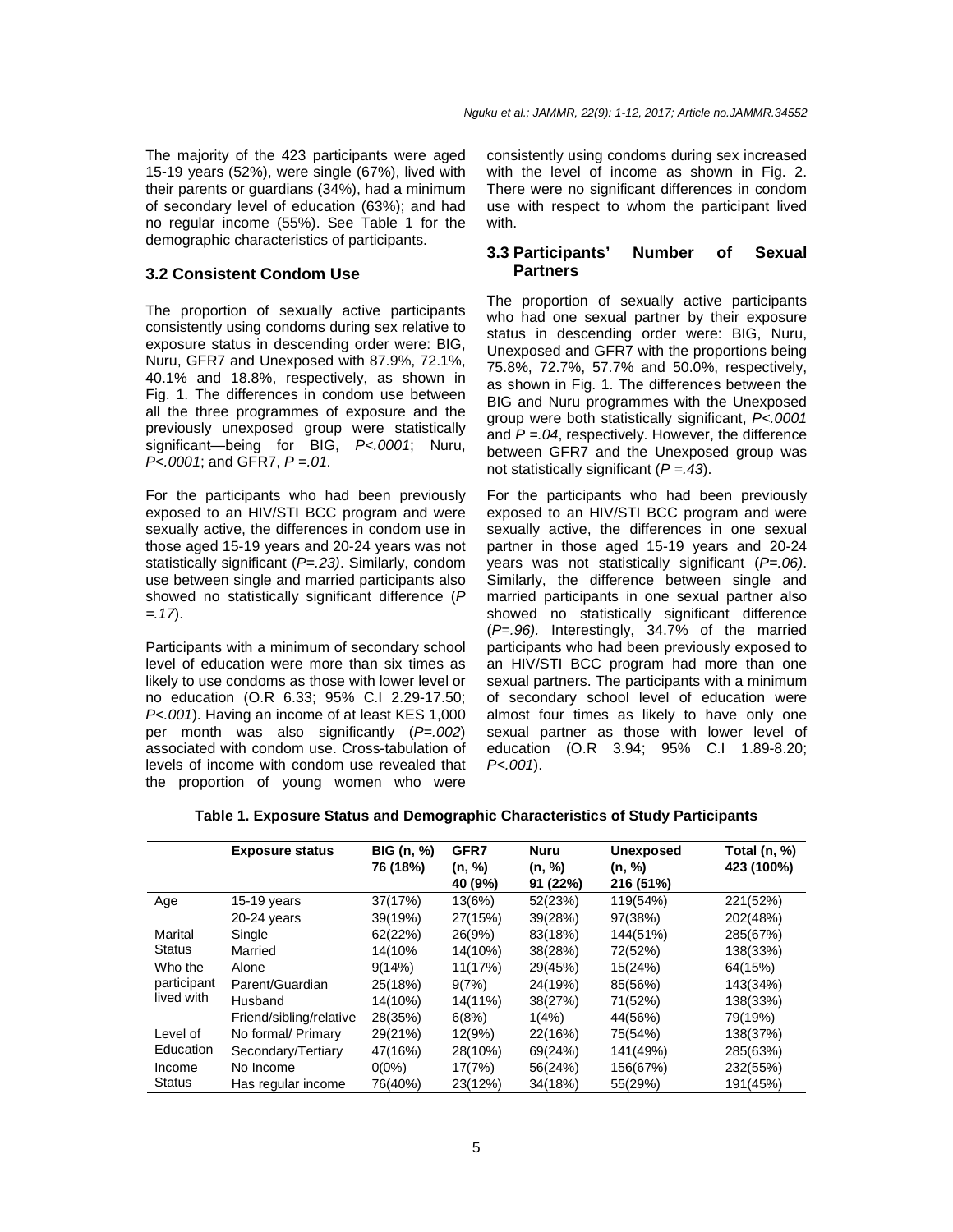The majority of the 423 participants were aged 15-19 years (52%), were single (67%), lived with their parents or guardians (34%), had a minimum of secondary level of education (63%); and had no regular income (55%). See Table 1 for the demographic characteristics of participants.

### 3.2 Consistent Condom Use

The proportion of sexually active participants consistently using condoms during sex relative to exposure status in descending order were: BIG, Nuru, GFR7 and Unexposed with 87.9%, 72.1%, 40.1% and 18.8%, respectively, as shown in Fig. 1. The differences in condom use between all the three programmes of exposure and the previously unexposed group were statistically significant—being for BIG, *P<.0001*; Nuru, *P<.0001*; and GFR7, *P =.01.*

For the participants who had been previously exposed to an HIV/STI BCC program and were sexually active, the differences in condom use in those aged 15-19 years and 20-24 years was not statistically significant (*P=.23)*. Similarly, condom use between single and married participants also showed no statistically significant difference (*P =.17*).

Participants with a minimum of secondary school level of education were more than six times as likely to use condoms as those with lower level or no education (O.R 6.33; 95% C.I 2.29-17.50; *P<.001*). Having an income of at least KES 1,000 per month was also significantly (*P=.002*) associated with condom use. Cross-tabulation of levels of income with condom use revealed that the proportion of young women who were consistently using condoms during sex increased with the level of income as shown in Fig. 2. There were no significant differences in condom use with respect to whom the participant lived with.

### 3.3 Participants' Number of Sexual Partners

The proportion of sexually active participants who had one sexual partner by their exposure status in descending order were: BIG, Nuru, Unexposed and GFR7 with the proportions being 75.8%, 72.7%, 57.7% and 50.0%, respectively, as shown in Fig. 1. The differences between the BIG and Nuru programmes with the Unexposed group were both statistically significant, *P<.0001* and *P =.04*, respectively. However, the difference between GFR7 and the Unexposed group was not statistically significant (*P =.43*).

For the participants who had been previously exposed to an HIV/STI BCC program and were sexually active, the differences in one sexual partner in those aged 15-19 years and 20-24 years was not statistically significant (*P=.06)*. Similarly, the difference between single and married participants in one sexual partner also showed no statistically significant difference (*P=.96).* Interestingly, 34.7% of the married participants who had been previously exposed to an HIV/STI BCC program had more than one sexual partners. The participants with a minimum of secondary school level of education were almost four times as likely to have only one sexual partner as those with lower level of education (O.R 3.94; 95% C.I 1.89-8.20; *P<.001*).

**Table 1. Exposure Status and Demographic Characteristics of Study Participants**

| | Exposure status | BIG (n, %) 76 (18%) | GFR7 (n, %) 40 (9%) | Nuru (n, %) 91 (22%) | Unexposed (n, %) 216 (51%) | Total (n, %) 423 (100%) |
|---|---|---|---|---|---|---|
| Age | 15-19 years | 37(17%) | 13(6%) | 52(23%) | 119(54%) | 221(52%) |
| | 20-24 years | 39(19%) | 27(15%) | 39(28%) | 97(38%) | 202(48%) |
| Marital Status | Single | 62(22%) | 26(9%) | 83(18%) | 144(51%) | 285(67%) |
| | Married | 14(10% | 14(10%) | 38(28%) | 72(52%) | 138(33%) |
| Who the participant lived with | Alone | 9(14%) | 11(17%) | 29(45%) | 15(24%) | 64(15%) |
| | Parent/Guardian | 25(18%) | 9(7%) | 24(19%) | 85(56%) | 143(34%) |
| | Husband | 14(10%) | 14(11%) | 38(27%) | 71(52%) | 138(33%) |
| | Friend/sibling/relative | 28(35%) | 6(8%) | 1(4%) | 44(56%) | 79(19%) |
| Level of Education | No formal/ Primary | 29(21%) | 12(9%) | 22(16%) | 75(54%) | 138(37%) |
| | Secondary/Tertiary | 47(16%) | 28(10%) | 69(24%) | 141(49%) | 285(63%) |
| Income Status | No Income | 0(0%) | 17(7%) | 56(24%) | 156(67%) | 232(55%) |
| | Has regular income | 76(40%) | 23(12%) | 34(18%) | 55(29%) | 191(45%) |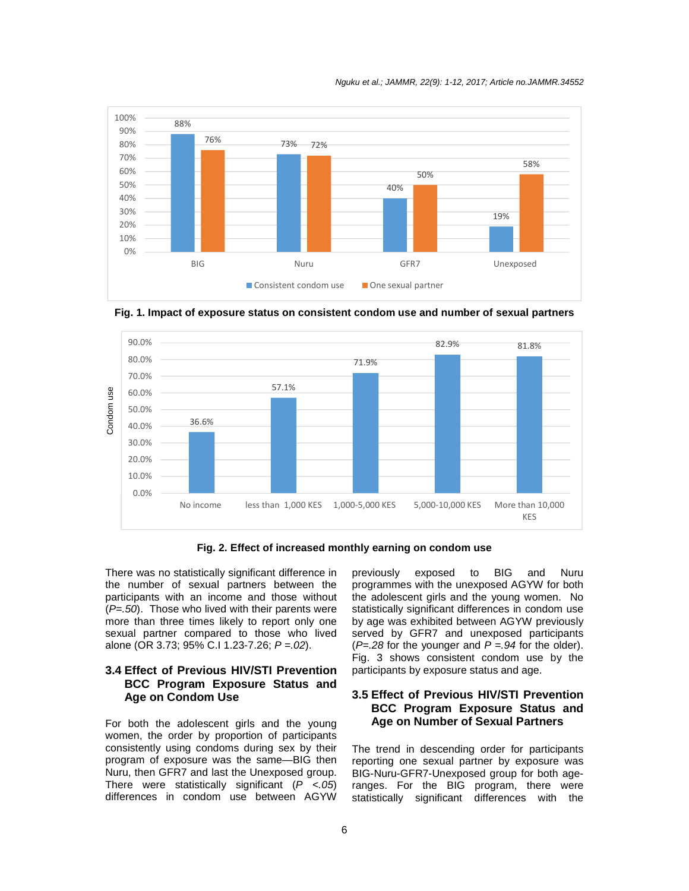Fig. 1. Impact of exposure status on consistent condom use and number of sexual partners

Fig. 2. Effect of increased monthly earning on condom use

There was no statistically significant difference in the number of sexual partners between the participants with an income and those without (*P=.50*). Those who lived with their parents were more than three times likely to report only one sexual partner compared to those who lived alone (OR 3.73; 95% C.I 1.23-7.26; *P =.02*).

### 3.4 Effect of Previous HIV/STI Prevention BCC Program Exposure Status and Age on Condom Use

For both the adolescent girls and the young women, the order by proportion of participants consistently using condoms during sex by their program of exposure was the same—BIG then Nuru, then GFR7 and last the Unexposed group. There were statistically significant (*P <.05*) differences in condom use between AGYW previously exposed to BIG and Nuru programmes with the unexposed AGYW for both the adolescent girls and the young women. No statistically significant differences in condom use by age was exhibited between AGYW previously served by GFR7 and unexposed participants (*P=.28* for the younger and *P =.94* for the older). Fig. 3 shows consistent condom use by the participants by exposure status and age.

### 3.5 Effect of Previous HIV/STI Prevention BCC Program Exposure Status and Age on Number of Sexual Partners

The trend in descending order for participants reporting one sexual partner by exposure was BIG-Nuru-GFR7-Unexposed group for both age-ranges. For the BIG program, there were statistically significant differences with the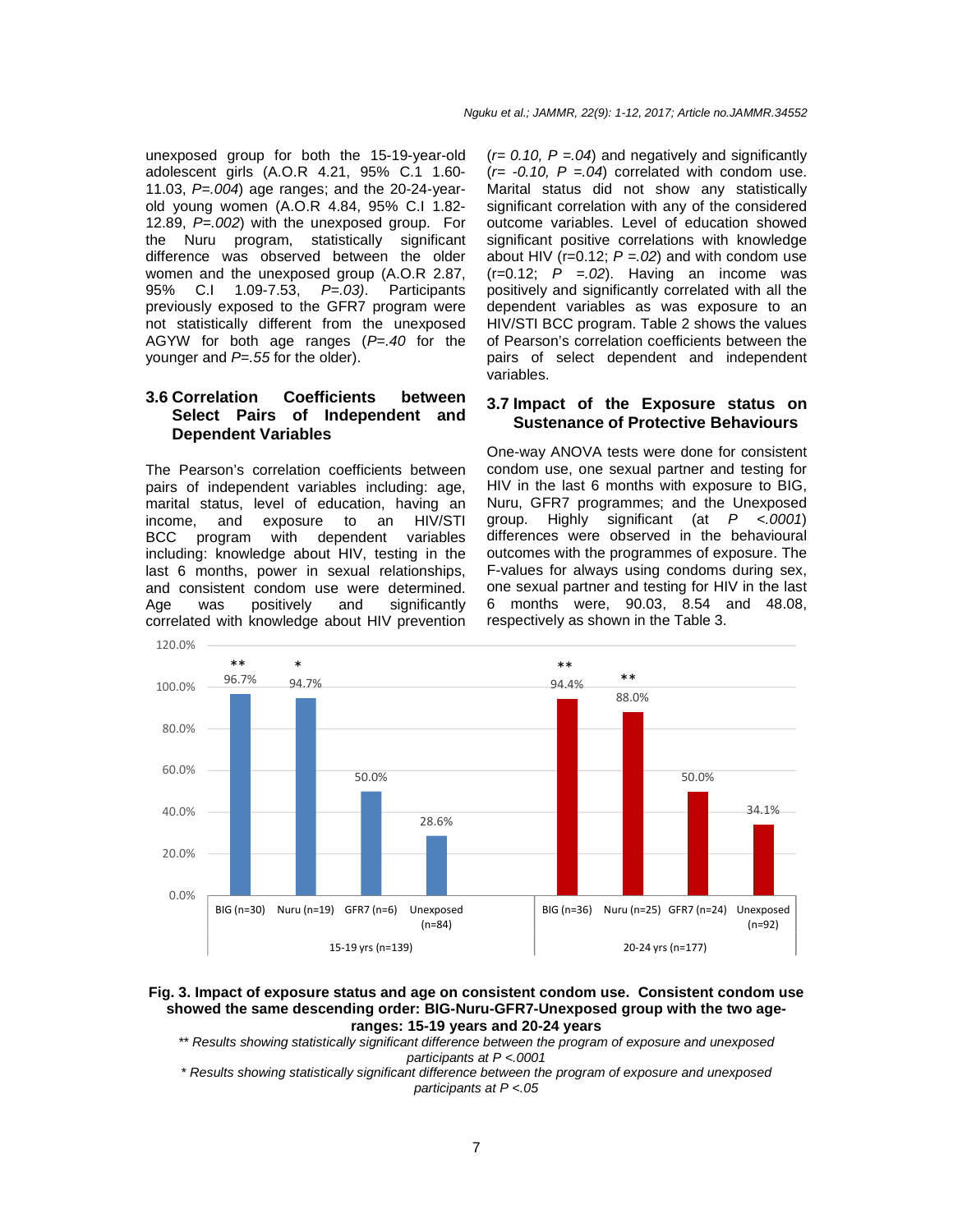unexposed group for both the 15-19-year-old adolescent girls (A.O.R 4.21, 95% C.1 1.60-11.03, *P=.004*) age ranges; and the 20-24-year-old young women (A.O.R 4.84, 95% C.I 1.82-12.89, *P=.002*) with the unexposed group. For the Nuru program, statistically significant difference was observed between the older women and the unexposed group (A.O.R 2.87, 95% C.I 1.09-7.53, *P=.03)*. Participants previously exposed to the GFR7 program were not statistically different from the unexposed AGYW for both age ranges (*P=.40* for the younger and *P=.55* for the older).

### 3.6 Correlation Coefficients between Select Pairs of Independent and Dependent Variables

The Pearson's correlation coefficients between pairs of independent variables including: age, marital status, level of education, having an income, and exposure to an HIV/STI BCC program with dependent variables including: knowledge about HIV, testing in the last 6 months, power in sexual relationships, and consistent condom use were determined. Age was positively and significantly correlated with knowledge about HIV prevention (*r= 0.10, P =.04*) and negatively and significantly (*r= -0.10, P =.04*) correlated with condom use. Marital status did not show any statistically significant correlation with any of the considered outcome variables. Level of education showed significant positive correlations with knowledge about HIV (r=0.12; *P =.02*) and with condom use (r=0.12; *P =.02*). Having an income was positively and significantly correlated with all the dependent variables as was exposure to an HIV/STI BCC program. Table 2 shows the values of Pearson's correlation coefficients between the pairs of select dependent and independent variables.

### 3.7 Impact of the Exposure status on Sustenance of Protective Behaviours

One-way ANOVA tests were done for consistent condom use, one sexual partner and testing for HIV in the last 6 months with exposure to BIG, Nuru, GFR7 programmes; and the Unexposed group. Highly significant (at *P <.0001*) differences were observed in the behavioural outcomes with the programmes of exposure. The F-values for always using condoms during sex, one sexual partner and testing for HIV in the last 6 months were, 90.03, 8.54 and 48.08, respectively as shown in the Table 3.

**Fig. 3. Impact of exposure status and age on consistent condom use. Consistent condom use showed the same descending order: BIG-Nuru-GFR7-Unexposed group with the two age-ranges: 15-19 years and 20-24 years**

*** Results showing statistically significant difference between the program of exposure and unexposed participants at P <.0001*

** Results showing statistically significant difference between the program of exposure and unexposed participants at P <.05*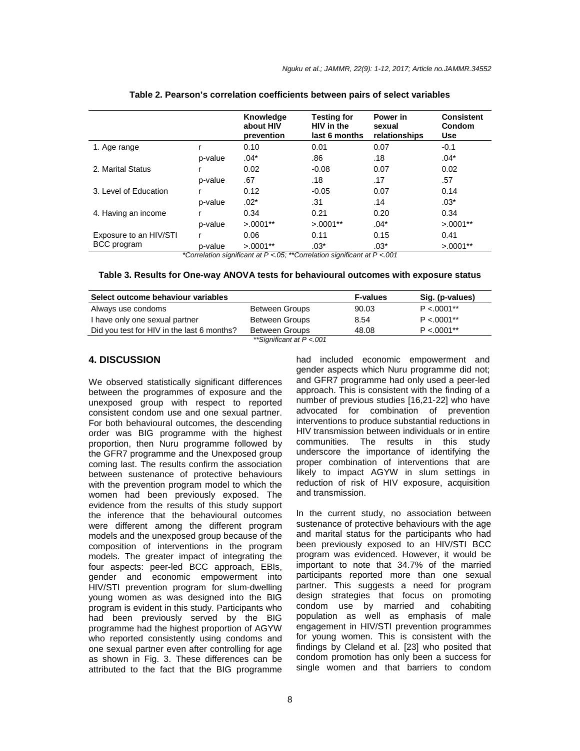**Table 2. Pearson's correlation coefficients between pairs of select variables**

| | | Knowledge about HIV prevention | Testing for HIV in the last 6 months | Power in sexual relationships | Consistent Condom Use |
|---|---|---|---|---|---|
| 1. Age range | r | 0.10 | 0.01 | 0.07 | -0.1 |
| | p-value | .04* | .86 | .18 | .04* |
| 2. Marital Status | r | 0.02 | -0.08 | 0.07 | 0.02 |
| | p-value | .67 | .18 | .17 | .57 |
| 3. Level of Education | r | 0.12 | -0.05 | 0.07 | 0.14 |
| | p-value | .02* | .31 | .14 | .03* |
| 4. Having an income | r | 0.34 | 0.21 | 0.20 | 0.34 |
| | p-value | >.0001** | >.0001** | .04* | >.0001** |
| Exposure to an HIV/STI BCC program | r | 0.06 | 0.11 | 0.15 | 0.41 |
| | p-value | >.0001** | .03* | .03* | >.0001** |

*Correlation significant at P <.05; **Correlation significant at P <.001*

**Table 3. Results for One-way ANOVA tests for behavioural outcomes with exposure status**

| Select outcome behaviour variables | | F-values | Sig. (p-values) |
|---|---|---|---|
| Always use condoms | Between Groups | 90.03 | P <.0001** |
| I have only one sexual partner | Between Groups | 8.54 | P <.0001** |
| Did you test for HIV in the last 6 months? | Between Groups | 48.08 | P <.0001** |

*\*\*Significant at P <.001*

## 4. DISCUSSION

We observed statistically significant differences between the programmes of exposure and the unexposed group with respect to reported consistent condom use and one sexual partner. For both behavioural outcomes, the descending order was BIG programme with the highest proportion, then Nuru programme followed by the GFR7 programme and the Unexposed group coming last. The results confirm the association between sustenance of protective behaviours with the prevention program model to which the women had been previously exposed. The evidence from the results of this study support the inference that the behavioural outcomes were different among the different program models and the unexposed group because of the composition of interventions in the program models. The greater impact of integrating the four aspects: peer-led BCC approach, EBIs, gender and economic empowerment into HIV/STI prevention program for slum-dwelling young women as was designed into the BIG program is evident in this study. Participants who had been previously served by the BIG programme had the highest proportion of AGYW who reported consistently using condoms and one sexual partner even after controlling for age as shown in Fig. 3. These differences can be attributed to the fact that the BIG programme had included economic empowerment and gender aspects which Nuru programme did not; and GFR7 programme had only used a peer-led approach. This is consistent with the finding of a number of previous studies [16,21-22] who have advocated for combination of prevention interventions to produce substantial reductions in HIV transmission between individuals or in entire communities. The results in this study underscore the importance of identifying the proper combination of interventions that are likely to impact AGYW in slum settings in reduction of risk of HIV exposure, acquisition and transmission.

In the current study, no association between sustenance of protective behaviours with the age and marital status for the participants who had been previously exposed to an HIV/STI BCC program was evidenced. However, it would be important to note that 34.7% of the married participants reported more than one sexual partner. This suggests a need for program design strategies that focus on promoting condom use by married and cohabiting population as well as emphasis of male engagement in HIV/STI prevention programmes for young women. This is consistent with the findings by Cleland et al. [23] who posited that condom promotion has only been a success for single women and that barriers to condom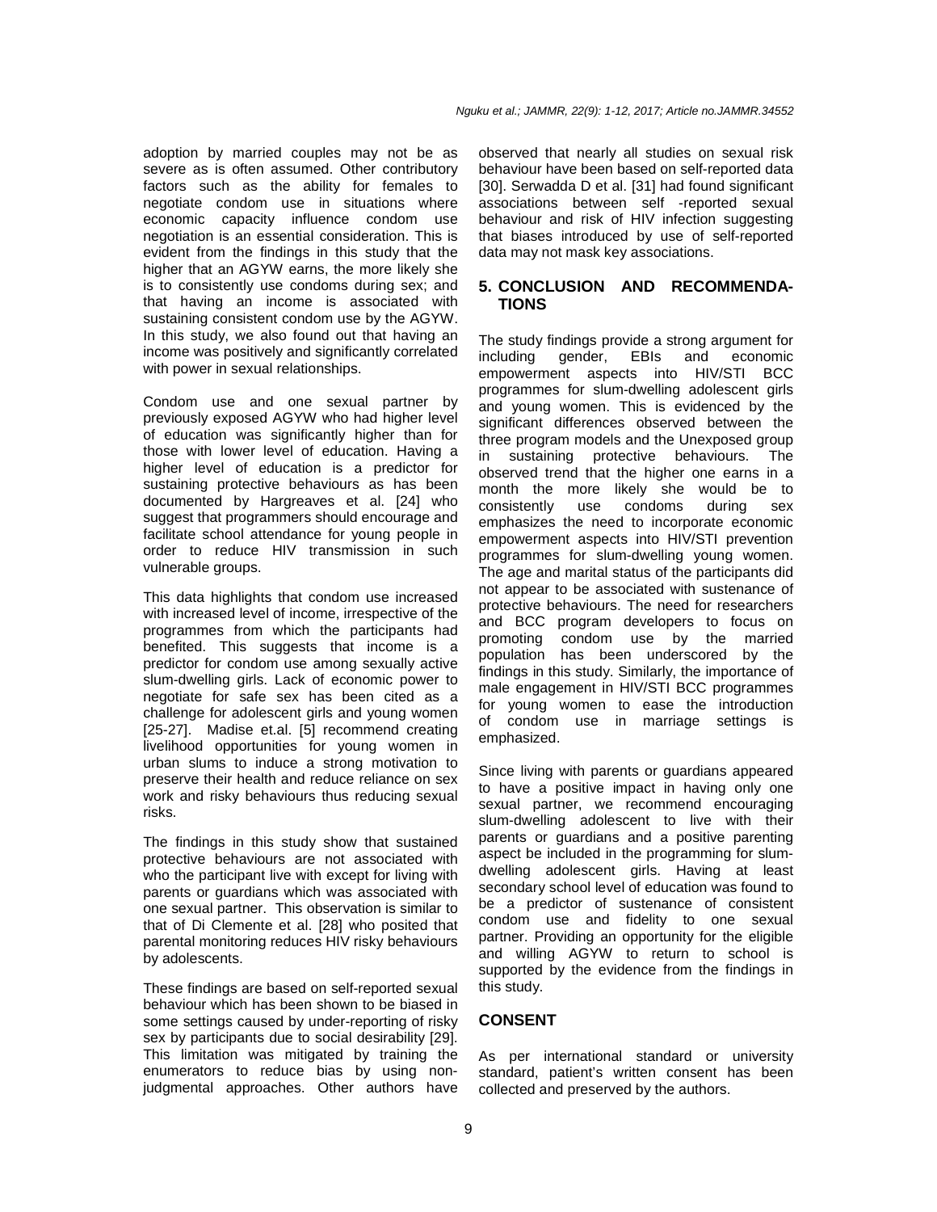adoption by married couples may not be as severe as is often assumed. Other contributory factors such as the ability for females to negotiate condom use in situations where economic capacity influence condom use negotiation is an essential consideration. This is evident from the findings in this study that the higher that an AGYW earns, the more likely she is to consistently use condoms during sex; and that having an income is associated with sustaining consistent condom use by the AGYW. In this study, we also found out that having an income was positively and significantly correlated with power in sexual relationships.

Condom use and one sexual partner by previously exposed AGYW who had higher level of education was significantly higher than for those with lower level of education. Having a higher level of education is a predictor for sustaining protective behaviours as has been documented by Hargreaves et al. [24] who suggest that programmers should encourage and facilitate school attendance for young people in order to reduce HIV transmission in such vulnerable groups.

This data highlights that condom use increased with increased level of income, irrespective of the programmes from which the participants had benefited. This suggests that income is a predictor for condom use among sexually active slum-dwelling girls. Lack of economic power to negotiate for safe sex has been cited as a challenge for adolescent girls and young women [25-27]. Madise et.al. [5] recommend creating livelihood opportunities for young women in urban slums to induce a strong motivation to preserve their health and reduce reliance on sex work and risky behaviours thus reducing sexual risks.

The findings in this study show that sustained protective behaviours are not associated with who the participant live with except for living with parents or guardians which was associated with one sexual partner. This observation is similar to that of Di Clemente et al. [28] who posited that parental monitoring reduces HIV risky behaviours by adolescents.

These findings are based on self-reported sexual behaviour which has been shown to be biased in some settings caused by under-reporting of risky sex by participants due to social desirability [29]. This limitation was mitigated by training the enumerators to reduce bias by using non-judgmental approaches. Other authors have observed that nearly all studies on sexual risk behaviour have been based on self-reported data [30]. Serwadda D et al. [31] had found significant associations between self -reported sexual behaviour and risk of HIV infection suggesting that biases introduced by use of self-reported data may not mask key associations.

## 5. CONCLUSION AND RECOMMENDATIONS

The study findings provide a strong argument for including gender, EBIs and economic empowerment aspects into HIV/STI BCC programmes for slum-dwelling adolescent girls and young women. This is evidenced by the significant differences observed between the three program models and the Unexposed group in sustaining protective behaviours. The observed trend that the higher one earns in a month the more likely she would be to consistently use condoms during sex emphasizes the need to incorporate economic empowerment aspects into HIV/STI prevention programmes for slum-dwelling young women. The age and marital status of the participants did not appear to be associated with sustenance of protective behaviours. The need for researchers and BCC program developers to focus on promoting condom use by the married population has been underscored by the findings in this study. Similarly, the importance of male engagement in HIV/STI BCC programmes for young women to ease the introduction of condom use in marriage settings is emphasized.

Since living with parents or guardians appeared to have a positive impact in having only one sexual partner, we recommend encouraging slum-dwelling adolescent to live with their parents or guardians and a positive parenting aspect be included in the programming for slum-dwelling adolescent girls. Having at least secondary school level of education was found to be a predictor of sustenance of consistent condom use and fidelity to one sexual partner. Providing an opportunity for the eligible and willing AGYW to return to school is supported by the evidence from the findings in this study.

## CONSENT

As per international standard or university standard, patient's written consent has been collected and preserved by the authors.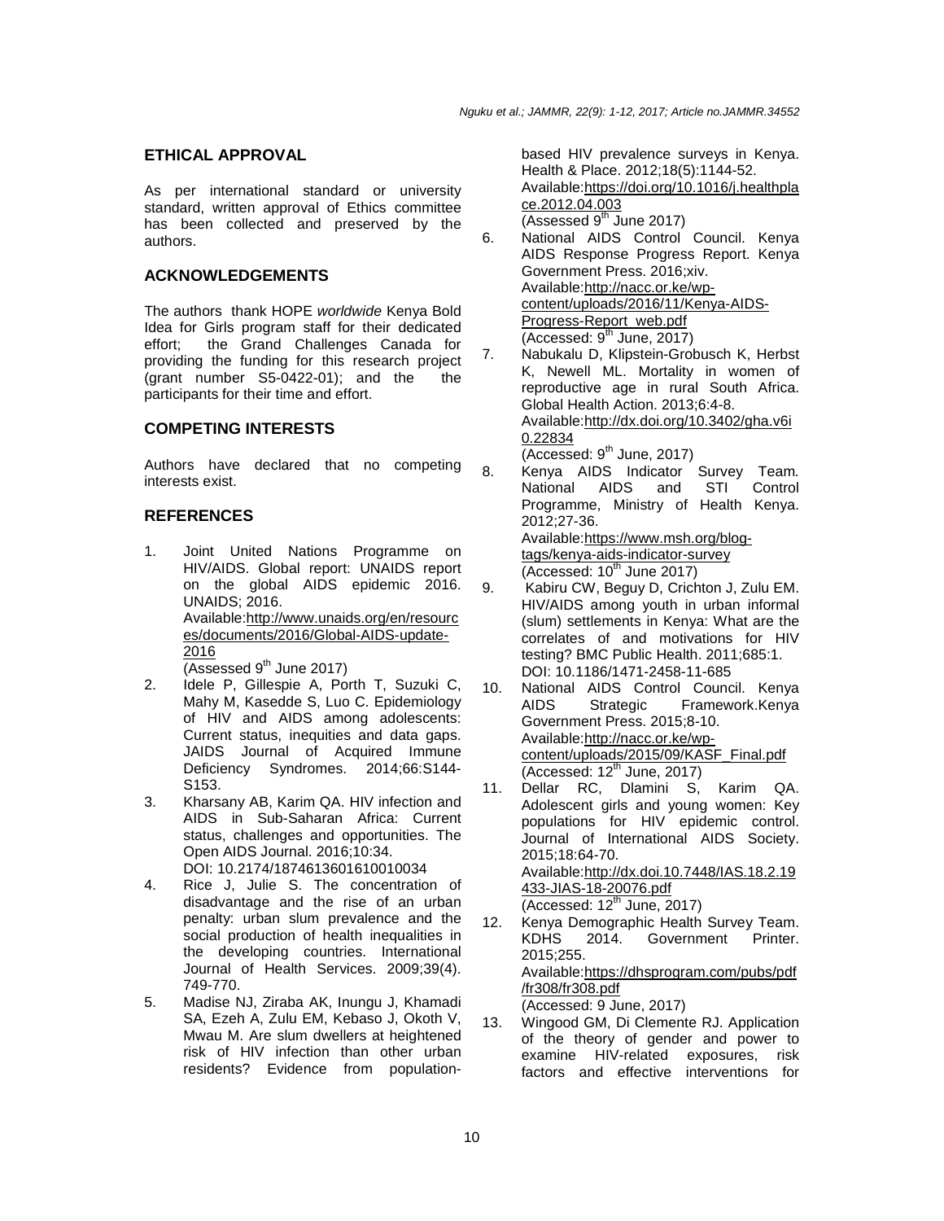## ETHICAL APPROVAL

As per international standard or university standard, written approval of Ethics committee has been collected and preserved by the authors.

## ACKNOWLEDGEMENTS

The authors thank HOPE *worldwide* Kenya Bold Idea for Girls program staff for their dedicated effort; the Grand Challenges Canada for providing the funding for this research project (grant number S5-0422-01); and the the participants for their time and effort.

## COMPETING INTERESTS

Authors have declared that no competing interests exist.

## REFERENCES

1. Joint United Nations Programme on HIV/AIDS. Global report: UNAIDS report on the global AIDS epidemic 2016. UNAIDS; 2016.
   Available:http://www.unaids.org/en/resources/documents/2016/Global-AIDS-update-2016
   (Assessed 9th June 2017)
2. Idele P, Gillespie A, Porth T, Suzuki C, Mahy M, Kasedde S, Luo C. Epidemiology of HIV and AIDS among adolescents: Current status, inequities and data gaps. JAIDS Journal of Acquired Immune Deficiency Syndromes. 2014;66:S144-S153.
3. Kharsany AB, Karim QA. HIV infection and AIDS in Sub-Saharan Africa: Current status, challenges and opportunities. The Open AIDS Journal. 2016;10:34.
   DOI: 10.2174/1874613601610010034
4. Rice J, Julie S. The concentration of disadvantage and the rise of an urban penalty: urban slum prevalence and the social production of health inequalities in the developing countries. International Journal of Health Services. 2009;39(4). 749-770.
5. Madise NJ, Ziraba AK, Inungu J, Khamadi SA, Ezeh A, Zulu EM, Kebaso J, Okoth V, Mwau M. Are slum dwellers at heightened risk of HIV infection than other urban residents? Evidence from population-based HIV prevalence surveys in Kenya. Health & Place. 2012;18(5):1144-52.
   Available:https://doi.org/10.1016/j.healthplace.2012.04.003
   (Assessed 9th June 2017)
6. National AIDS Control Council. Kenya AIDS Response Progress Report. Kenya Government Press. 2016;xiv.
   Available:http://nacc.or.ke/wp-content/uploads/2016/11/Kenya-AIDS-Progress-Report_web.pdf
   (Accessed: 9th June, 2017)
7. Nabukalu D, Klipstein-Grobusch K, Herbst K, Newell ML. Mortality in women of reproductive age in rural South Africa. Global Health Action. 2013;6:4-8.
   Available:http://dx.doi.org/10.3402/gha.v6i0.22834
   (Accessed: 9th June, 2017)
8. Kenya AIDS Indicator Survey Team. National AIDS and STI Control Programme, Ministry of Health Kenya. 2012;27-36.
   Available:https://www.msh.org/blog-tags/kenya-aids-indicator-survey
   (Accessed: 10th June 2017)
9. Kabiru CW, Beguy D, Crichton J, Zulu EM. HIV/AIDS among youth in urban informal (slum) settlements in Kenya: What are the correlates of and motivations for HIV testing? BMC Public Health. 2011;685:1.
   DOI: 10.1186/1471-2458-11-685
10. National AIDS Control Council. Kenya AIDS Strategic Framework.Kenya Government Press. 2015;8-10.
    Available:http://nacc.or.ke/wp-content/uploads/2015/09/KASF_Final.pdf
    (Accessed: 12th June, 2017)
11. Dellar RC, Dlamini S, Karim QA. Adolescent girls and young women: Key populations for HIV epidemic control. Journal of International AIDS Society. 2015;18:64-70.
    Available:http://dx.doi.10.7448/IAS.18.2.19433-JIAS-18-20076.pdf
    (Accessed: 12th June, 2017)
12. Kenya Demographic Health Survey Team. KDHS 2014. Government Printer. 2015;255.
    Available:https://dhsprogram.com/pubs/pdf/fr308/fr308.pdf
    (Accessed: 9 June, 2017)
13. Wingood GM, Di Clemente RJ. Application of the theory of gender and power to examine HIV-related exposures, risk factors and effective interventions for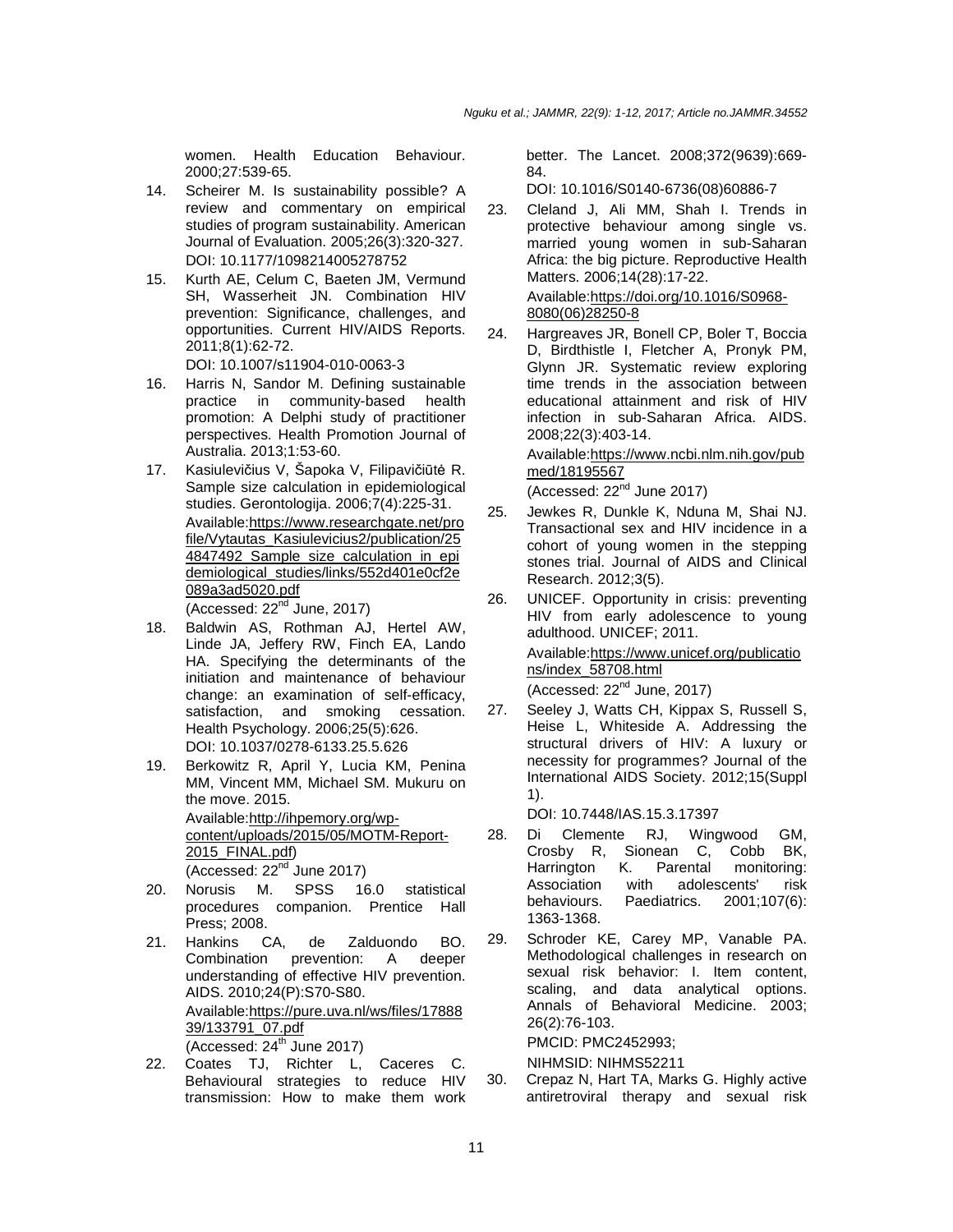women. Health Education Behaviour. 2000;27:539-65.

14. Scheirer M. Is sustainability possible? A review and commentary on empirical studies of program sustainability. American Journal of Evaluation. 2005;26(3):320-327. DOI: 10.1177/1098214005278752

15. Kurth AE, Celum C, Baeten JM, Vermund SH, Wasserheit JN. Combination HIV prevention: Significance, challenges, and opportunities. Current HIV/AIDS Reports. 2011;8(1):62-72.
DOI: 10.1007/s11904-010-0063-3

16. Harris N, Sandor M. Defining sustainable practice in community-based health promotion: A Delphi study of practitioner perspectives. Health Promotion Journal of Australia. 2013;1:53-60.

17. Kasiulevičius V, Šapoka V, Filipavičiūtė R. Sample size calculation in epidemiological studies. Gerontologija. 2006;7(4):225-31.
Available:https://www.researchgate.net/profile/Vytautas_Kasiulevicius2/publication/254847492_Sample_size_calculation_in_epidemiological_studies/links/552d401e0cf2e089a3ad5020.pdf
(Accessed: 22nd June, 2017)

18. Baldwin AS, Rothman AJ, Hertel AW, Linde JA, Jeffery RW, Finch EA, Lando HA. Specifying the determinants of the initiation and maintenance of behaviour change: an examination of self-efficacy, satisfaction, and smoking cessation. Health Psychology. 2006;25(5):626.
DOI: 10.1037/0278-6133.25.5.626

19. Berkowitz R, April Y, Lucia KM, Penina MM, Vincent MM, Michael SM. Mukuru on the move. 2015.
Available:http://ihpemory.org/wp-content/uploads/2015/05/MOTM-Report-2015_FINAL.pdf)
(Accessed: 22nd June 2017)

20. Norusis M. SPSS 16.0 statistical procedures companion. Prentice Hall Press; 2008.

21. Hankins CA, de Zalduondo BO. Combination prevention: A deeper understanding of effective HIV prevention. AIDS. 2010;24(P):S70-S80.
Available:https://pure.uva.nl/ws/files/1788839/133791_07.pdf
(Accessed: 24th June 2017)

22. Coates TJ, Richter L, Caceres C. Behavioural strategies to reduce HIV transmission: How to make them work better. The Lancet. 2008;372(9639):669-84.
DOI: 10.1016/S0140-6736(08)60886-7

23. Cleland J, Ali MM, Shah I. Trends in protective behaviour among single vs. married young women in sub-Saharan Africa: the big picture. Reproductive Health Matters. 2006;14(28):17-22.
Available:https://doi.org/10.1016/S0968-8080(06)28250-8

24. Hargreaves JR, Bonell CP, Boler T, Boccia D, Birdthistle I, Fletcher A, Pronyk PM, Glynn JR. Systematic review exploring time trends in the association between educational attainment and risk of HIV infection in sub-Saharan Africa. AIDS. 2008;22(3):403-14.
Available:https://www.ncbi.nlm.nih.gov/pubmed/18195567
(Accessed: 22nd June 2017)

25. Jewkes R, Dunkle K, Nduna M, Shai NJ. Transactional sex and HIV incidence in a cohort of young women in the stepping stones trial. Journal of AIDS and Clinical Research. 2012;3(5).

26. UNICEF. Opportunity in crisis: preventing HIV from early adolescence to young adulthood. UNICEF; 2011.
Available:https://www.unicef.org/publications/index_58708.html
(Accessed: 22nd June, 2017)

27. Seeley J, Watts CH, Kippax S, Russell S, Heise L, Whiteside A. Addressing the structural drivers of HIV: A luxury or necessity for programmes? Journal of the International AIDS Society. 2012;15(Suppl 1).
DOI: 10.7448/IAS.15.3.17397

28. Di Clemente RJ, Wingwood GM, Crosby R, Sionean C, Cobb BK, Harrington K. Parental monitoring: Association with adolescents' risk behaviours. Paediatrics. 2001;107(6): 1363-1368.

29. Schroder KE, Carey MP, Vanable PA. Methodological challenges in research on sexual risk behavior: I. Item content, scaling, and data analytical options. Annals of Behavioral Medicine. 2003; 26(2):76-103.
PMCID: PMC2452993;
NIHMSID: NIHMS52211

30. Crepaz N, Hart TA, Marks G. Highly active antiretroviral therapy and sexual risk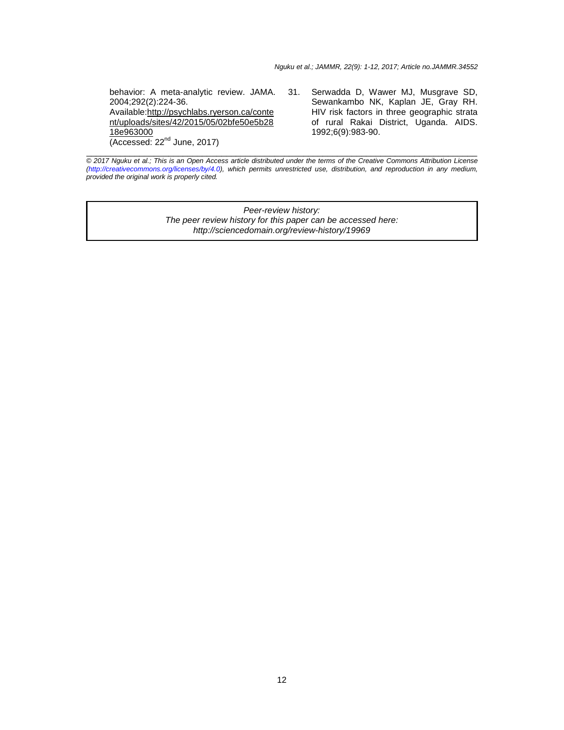behavior: A meta-analytic review. JAMA. 2004;292(2):224-36.
Available:http://psychlabs.ryerson.ca/content/uploads/sites/42/2015/05/02bfe50e5b2818e963000
(Accessed: 22nd June, 2017)

31. Serwadda D, Wawer MJ, Musgrave SD, Sewankambo NK, Kaplan JE, Gray RH. HIV risk factors in three geographic strata of rural Rakai District, Uganda. AIDS. 1992;6(9):983-90.

---

*© 2017 Nguku et al.; This is an Open Access article distributed under the terms of the Creative Commons Attribution License (http://creativecommons.org/licenses/by/4.0), which permits unrestricted use, distribution, and reproduction in any medium, provided the original work is properly cited.*

*Peer-review history:*
*The peer review history for this paper can be accessed here:*
*http://sciencedomain.org/review-history/19969*